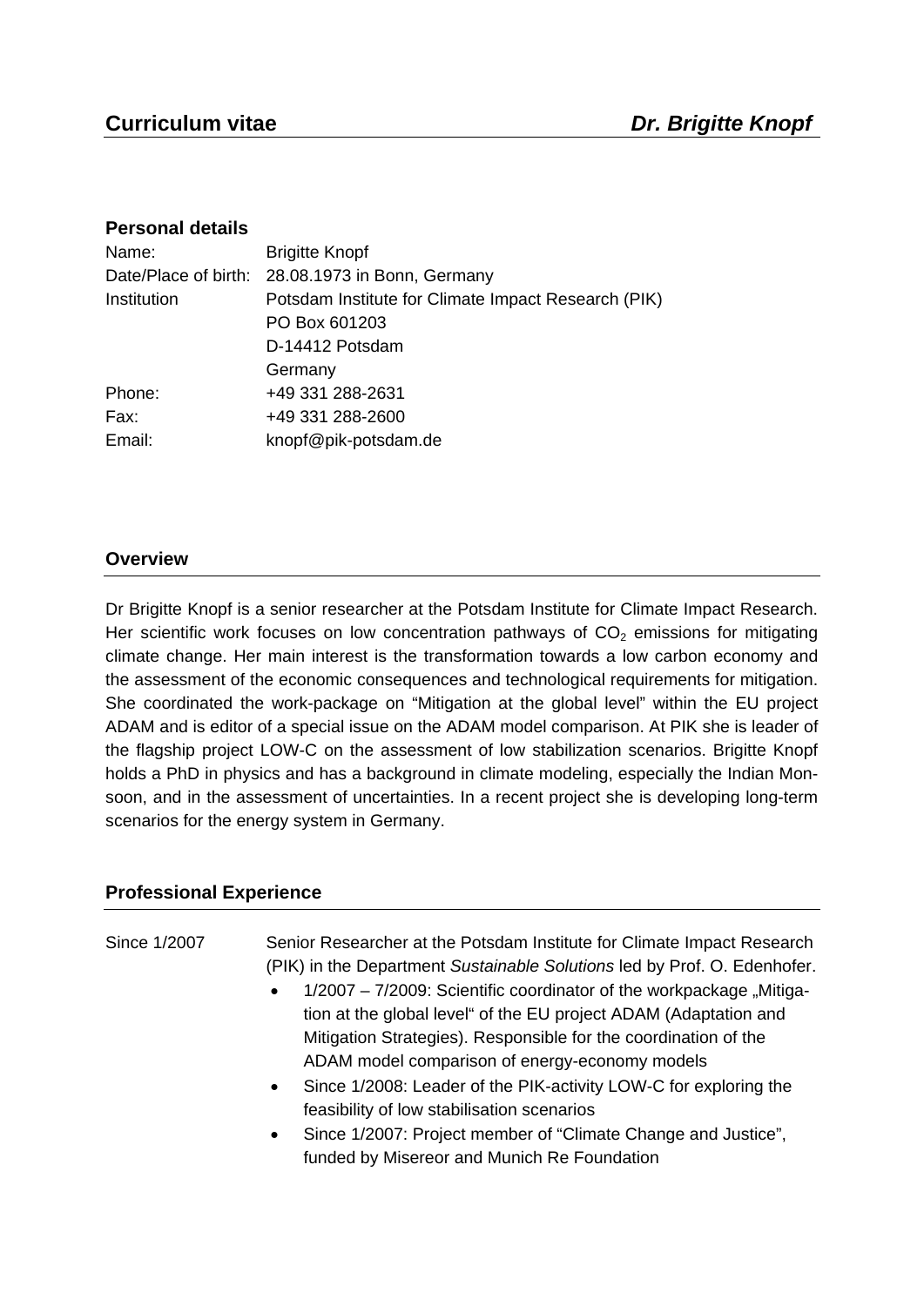# Curriculum vitae *Dr. Brigitte Knopf*

## Personal details

| | |
|---|---|
| Name: | Brigitte Knopf |
| Date/Place of birth: | 28.08.1973 in Bonn, Germany |
| Institution | Potsdam Institute for Climate Impact Research (PIK)<br>PO Box 601203<br>D-14412 Potsdam<br>Germany |
| Phone: | +49 331 288-2631 |
| Fax: | +49 331 288-2600 |
| Email: | knopf@pik-potsdam.de |

## Overview

Dr Brigitte Knopf is a senior researcher at the Potsdam Institute for Climate Impact Research. Her scientific work focuses on low concentration pathways of $CO_2$ emissions for mitigating climate change. Her main interest is the transformation towards a low carbon economy and the assessment of the economic consequences and technological requirements for mitigation. She coordinated the work-package on "Mitigation at the global level" within the EU project ADAM and is editor of a special issue on the ADAM model comparison. At PIK she is leader of the flagship project LOW-C on the assessment of low stabilization scenarios. Brigitte Knopf holds a PhD in physics and has a background in climate modeling, especially the Indian Monsoon, and in the assessment of uncertainties. In a recent project she is developing long-term scenarios for the energy system in Germany.

## Professional Experience

Since 1/2007 — Senior Researcher at the Potsdam Institute for Climate Impact Research (PIK) in the Department *Sustainable Solutions* led by Prof. O. Edenhofer.

- 1/2007 – 7/2009: Scientific coordinator of the workpackage „Mitigation at the global level" of the EU project ADAM (Adaptation and Mitigation Strategies). Responsible for the coordination of the ADAM model comparison of energy-economy models
- Since 1/2008: Leader of the PIK-activity LOW-C for exploring the feasibility of low stabilisation scenarios
- Since 1/2007: Project member of "Climate Change and Justice", funded by Misereor and Munich Re Foundation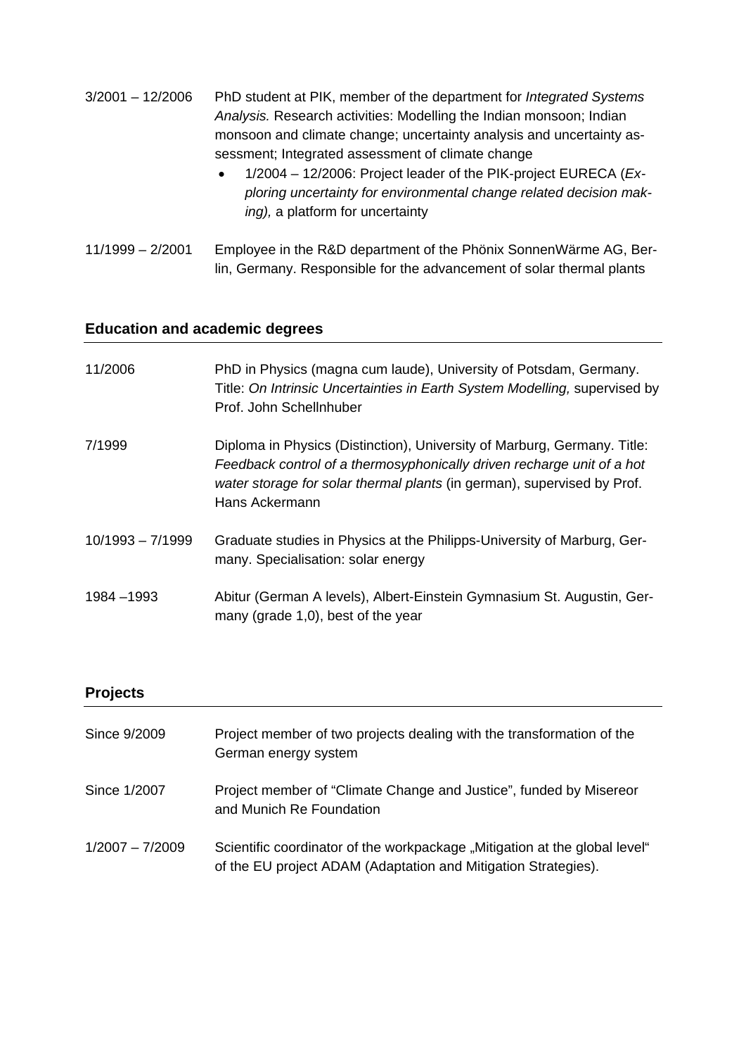3/2001 – 12/2006 PhD student at PIK, member of the department for *Integrated Systems Analysis.* Research activities: Modelling the Indian monsoon; Indian monsoon and climate change; uncertainty analysis and uncertainty assessment; Integrated assessment of climate change

- 1/2004 – 12/2006: Project leader of the PIK-project EURECA (*Exploring uncertainty for environmental change related decision making),* a platform for uncertainty

11/1999 – 2/2001 Employee in the R&D department of the Phönix SonnenWärme AG, Berlin, Germany. Responsible for the advancement of solar thermal plants

## Education and academic degrees

11/2006 PhD in Physics (magna cum laude), University of Potsdam, Germany. Title: *On Intrinsic Uncertainties in Earth System Modelling,* supervised by Prof. John Schellnhuber

7/1999 Diploma in Physics (Distinction), University of Marburg, Germany. Title: *Feedback control of a thermosyphonically driven recharge unit of a hot water storage for solar thermal plants* (in german), supervised by Prof. Hans Ackermann

10/1993 – 7/1999 Graduate studies in Physics at the Philipps-University of Marburg, Germany. Specialisation: solar energy

1984 –1993 Abitur (German A levels), Albert-Einstein Gymnasium St. Augustin, Germany (grade 1,0), best of the year

## Projects

Since 9/2009 Project member of two projects dealing with the transformation of the German energy system

Since 1/2007 Project member of "Climate Change and Justice", funded by Misereor and Munich Re Foundation

1/2007 – 7/2009 Scientific coordinator of the workpackage „Mitigation at the global level" of the EU project ADAM (Adaptation and Mitigation Strategies).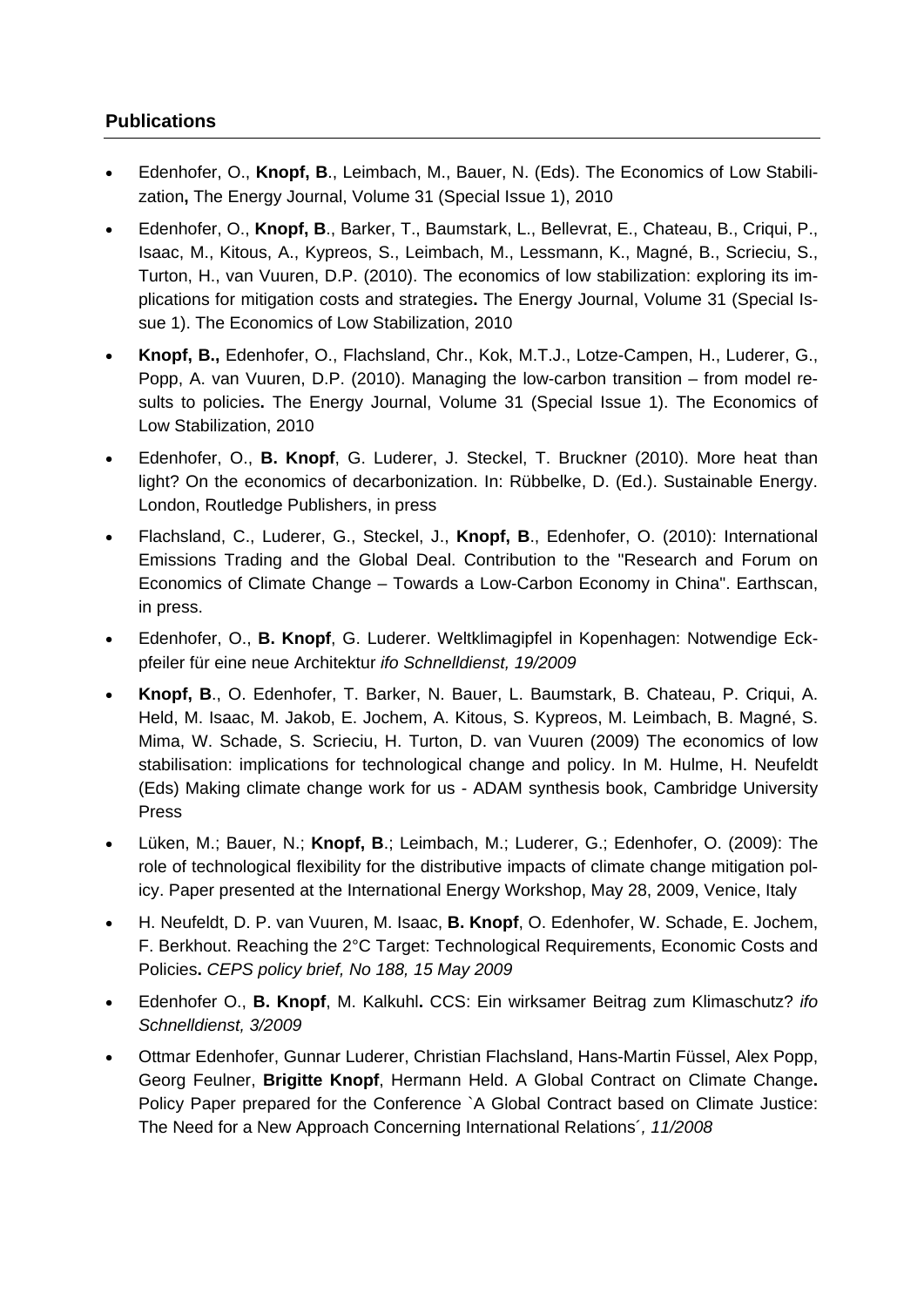## Publications

- Edenhofer, O., **Knopf, B**., Leimbach, M., Bauer, N. (Eds). The Economics of Low Stabilization**,** The Energy Journal, Volume 31 (Special Issue 1), 2010
- Edenhofer, O., **Knopf, B**., Barker, T., Baumstark, L., Bellevrat, E., Chateau, B., Criqui, P., Isaac, M., Kitous, A., Kypreos, S., Leimbach, M., Lessmann, K., Magné, B., Scrieciu, S., Turton, H., van Vuuren, D.P. (2010). The economics of low stabilization: exploring its implications for mitigation costs and strategies**.** The Energy Journal, Volume 31 (Special Issue 1). The Economics of Low Stabilization, 2010
- **Knopf, B.,** Edenhofer, O., Flachsland, Chr., Kok, M.T.J., Lotze-Campen, H., Luderer, G., Popp, A. van Vuuren, D.P. (2010). Managing the low-carbon transition – from model results to policies**.** The Energy Journal, Volume 31 (Special Issue 1). The Economics of Low Stabilization, 2010
- Edenhofer, O., **B. Knopf**, G. Luderer, J. Steckel, T. Bruckner (2010). More heat than light? On the economics of decarbonization. In: Rübbelke, D. (Ed.). Sustainable Energy. London, Routledge Publishers, in press
- Flachsland, C., Luderer, G., Steckel, J., **Knopf, B**., Edenhofer, O. (2010): International Emissions Trading and the Global Deal. Contribution to the "Research and Forum on Economics of Climate Change – Towards a Low-Carbon Economy in China". Earthscan, in press.
- Edenhofer, O., **B. Knopf**, G. Luderer. Weltklimagipfel in Kopenhagen: Notwendige Eckpfeiler für eine neue Architektur *ifo Schnelldienst, 19/2009*
- **Knopf, B**., O. Edenhofer, T. Barker, N. Bauer, L. Baumstark, B. Chateau, P. Criqui, A. Held, M. Isaac, M. Jakob, E. Jochem, A. Kitous, S. Kypreos, M. Leimbach, B. Magné, S. Mima, W. Schade, S. Scrieciu, H. Turton, D. van Vuuren (2009) The economics of low stabilisation: implications for technological change and policy. In M. Hulme, H. Neufeldt (Eds) Making climate change work for us - ADAM synthesis book, Cambridge University Press
- Lüken, M.; Bauer, N.; **Knopf, B**.; Leimbach, M.; Luderer, G.; Edenhofer, O. (2009): The role of technological flexibility for the distributive impacts of climate change mitigation policy. Paper presented at the International Energy Workshop, May 28, 2009, Venice, Italy
- H. Neufeldt, D. P. van Vuuren, M. Isaac, **B. Knopf**, O. Edenhofer, W. Schade, E. Jochem, F. Berkhout. Reaching the 2°C Target: Technological Requirements, Economic Costs and Policies**.** *CEPS policy brief, No 188, 15 May 2009*
- Edenhofer O., **B. Knopf**, M. Kalkuhl**.** CCS: Ein wirksamer Beitrag zum Klimaschutz? *ifo Schnelldienst, 3/2009*
- Ottmar Edenhofer, Gunnar Luderer, Christian Flachsland, Hans-Martin Füssel, Alex Popp, Georg Feulner, **Brigitte Knopf**, Hermann Held. A Global Contract on Climate Change**.** Policy Paper prepared for the Conference `A Global Contract based on Climate Justice: The Need for a New Approach Concerning International Relations´*, 11/2008*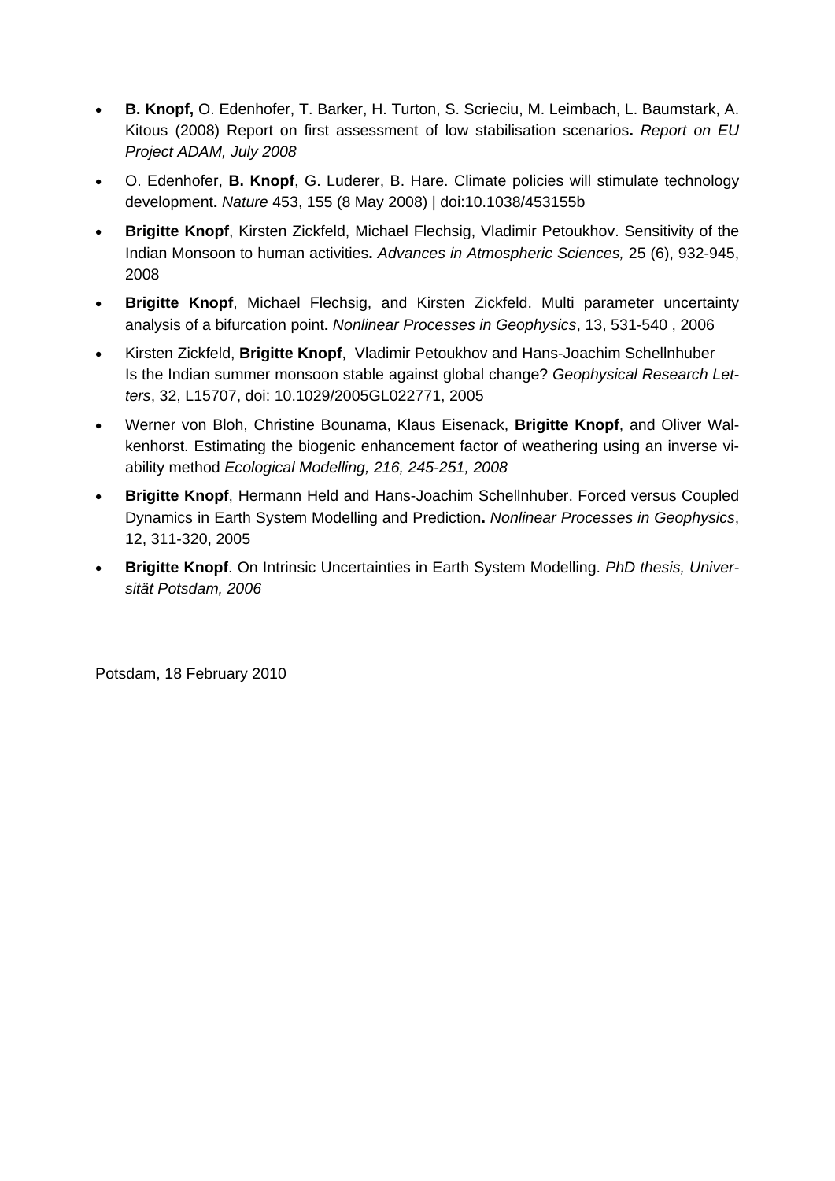- **B. Knopf,** O. Edenhofer, T. Barker, H. Turton, S. Scrieciu, M. Leimbach, L. Baumstark, A. Kitous (2008) Report on first assessment of low stabilisation scenarios**.** *Report on EU Project ADAM, July 2008*
- O. Edenhofer, **B. Knopf**, G. Luderer, B. Hare. Climate policies will stimulate technology development**.** *Nature* 453, 155 (8 May 2008) | doi:10.1038/453155b
- **Brigitte Knopf**, Kirsten Zickfeld, Michael Flechsig, Vladimir Petoukhov. Sensitivity of the Indian Monsoon to human activities**.** *Advances in Atmospheric Sciences,* 25 (6), 932-945, 2008
- **Brigitte Knopf**, Michael Flechsig, and Kirsten Zickfeld. Multi parameter uncertainty analysis of a bifurcation point**.** *Nonlinear Processes in Geophysics*, 13, 531-540 , 2006
- Kirsten Zickfeld, **Brigitte Knopf**, Vladimir Petoukhov and Hans-Joachim Schellnhuber Is the Indian summer monsoon stable against global change? *Geophysical Research Letters*, 32, L15707, doi: 10.1029/2005GL022771, 2005
- Werner von Bloh, Christine Bounama, Klaus Eisenack, **Brigitte Knopf**, and Oliver Walkenhorst. Estimating the biogenic enhancement factor of weathering using an inverse viability method *Ecological Modelling, 216, 245-251, 2008*
- **Brigitte Knopf**, Hermann Held and Hans-Joachim Schellnhuber. Forced versus Coupled Dynamics in Earth System Modelling and Prediction**.** *Nonlinear Processes in Geophysics*, 12, 311-320, 2005
- **Brigitte Knopf**. On Intrinsic Uncertainties in Earth System Modelling. *PhD thesis, Universität Potsdam, 2006*

Potsdam, 18 February 2010